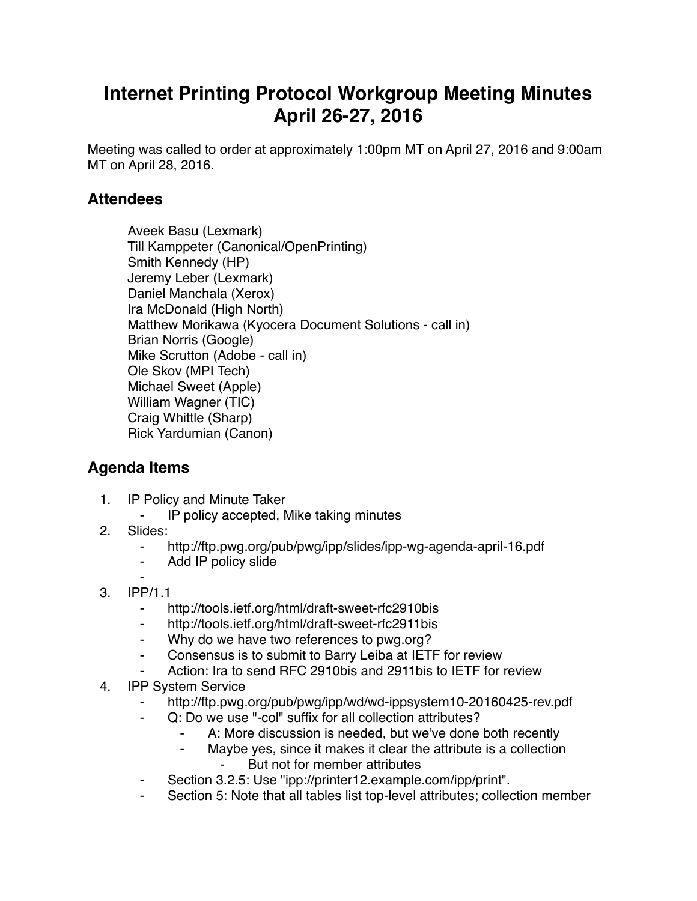# Internet Printing Protocol Workgroup Meeting Minutes April 26-27, 2016

Meeting was called to order at approximately 1:00pm MT on April 27, 2016 and 9:00am MT on April 28, 2016.

## Attendees

Aveek Basu (Lexmark)
Till Kamppeter (Canonical/OpenPrinting)
Smith Kennedy (HP)
Jeremy Leber (Lexmark)
Daniel Manchala (Xerox)
Ira McDonald (High North)
Matthew Morikawa (Kyocera Document Solutions - call in)
Brian Norris (Google)
Mike Scrutton (Adobe - call in)
Ole Skov (MPI Tech)
Michael Sweet (Apple)
William Wagner (TIC)
Craig Whittle (Sharp)
Rick Yardumian (Canon)

## Agenda Items

1. IP Policy and Minute Taker
    - IP policy accepted, Mike taking minutes
2. Slides:
    - http://ftp.pwg.org/pub/pwg/ipp/slides/ipp-wg-agenda-april-16.pdf
    - Add IP policy slide
    - 
3. IPP/1.1
    - http://tools.ietf.org/html/draft-sweet-rfc2910bis
    - http://tools.ietf.org/html/draft-sweet-rfc2911bis
    - Why do we have two references to pwg.org?
    - Consensus is to submit to Barry Leiba at IETF for review
    - Action: Ira to send RFC 2910bis and 2911bis to IETF for review
4. IPP System Service
    - http://ftp.pwg.org/pub/pwg/ipp/wd/wd-ippsystem10-20160425-rev.pdf
    - Q: Do we use "-col" suffix for all collection attributes?
        - A: More discussion is needed, but we've done both recently
        - Maybe yes, since it makes it clear the attribute is a collection
            - But not for member attributes
    - Section 3.2.5: Use "ipp://printer12.example.com/ipp/print".
    - Section 5: Note that all tables list top-level attributes; collection member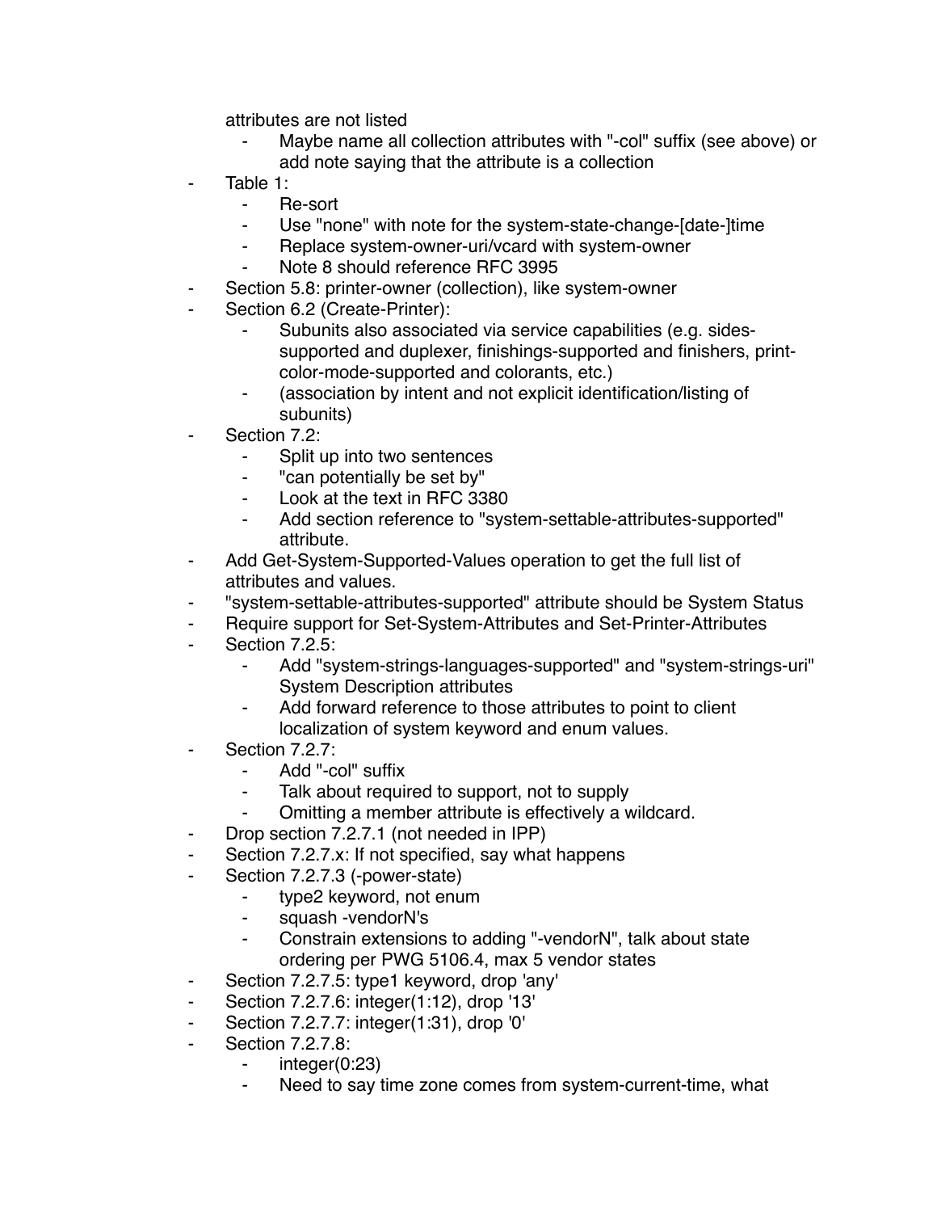attributes are not listed

  - Maybe name all collection attributes with "-col" suffix (see above) or add note saying that the attribute is a collection
- Table 1:
  - Re-sort
  - Use "none" with note for the system-state-change-[date-]time
  - Replace system-owner-uri/vcard with system-owner
  - Note 8 should reference RFC 3995
- Section 5.8: printer-owner (collection), like system-owner
- Section 6.2 (Create-Printer):
  - Subunits also associated via service capabilities (e.g. sides-supported and duplexer, finishings-supported and finishers, print-color-mode-supported and colorants, etc.)
  - (association by intent and not explicit identification/listing of subunits)
- Section 7.2:
  - Split up into two sentences
  - "can potentially be set by"
  - Look at the text in RFC 3380
  - Add section reference to "system-settable-attributes-supported" attribute.
- Add Get-System-Supported-Values operation to get the full list of attributes and values.
- "system-settable-attributes-supported" attribute should be System Status
- Require support for Set-System-Attributes and Set-Printer-Attributes
- Section 7.2.5:
  - Add "system-strings-languages-supported" and "system-strings-uri" System Description attributes
  - Add forward reference to those attributes to point to client localization of system keyword and enum values.
- Section 7.2.7:
  - Add "-col" suffix
  - Talk about required to support, not to supply
  - Omitting a member attribute is effectively a wildcard.
- Drop section 7.2.7.1 (not needed in IPP)
- Section 7.2.7.x: If not specified, say what happens
- Section 7.2.7.3 (-power-state)
  - type2 keyword, not enum
  - squash -vendorN's
  - Constrain extensions to adding "-vendorN", talk about state ordering per PWG 5106.4, max 5 vendor states
- Section 7.2.7.5: type1 keyword, drop 'any'
- Section 7.2.7.6: integer(1:12), drop '13'
- Section 7.2.7.7: integer(1:31), drop '0'
- Section 7.2.7.8:
  - integer(0:23)
  - Need to say time zone comes from system-current-time, what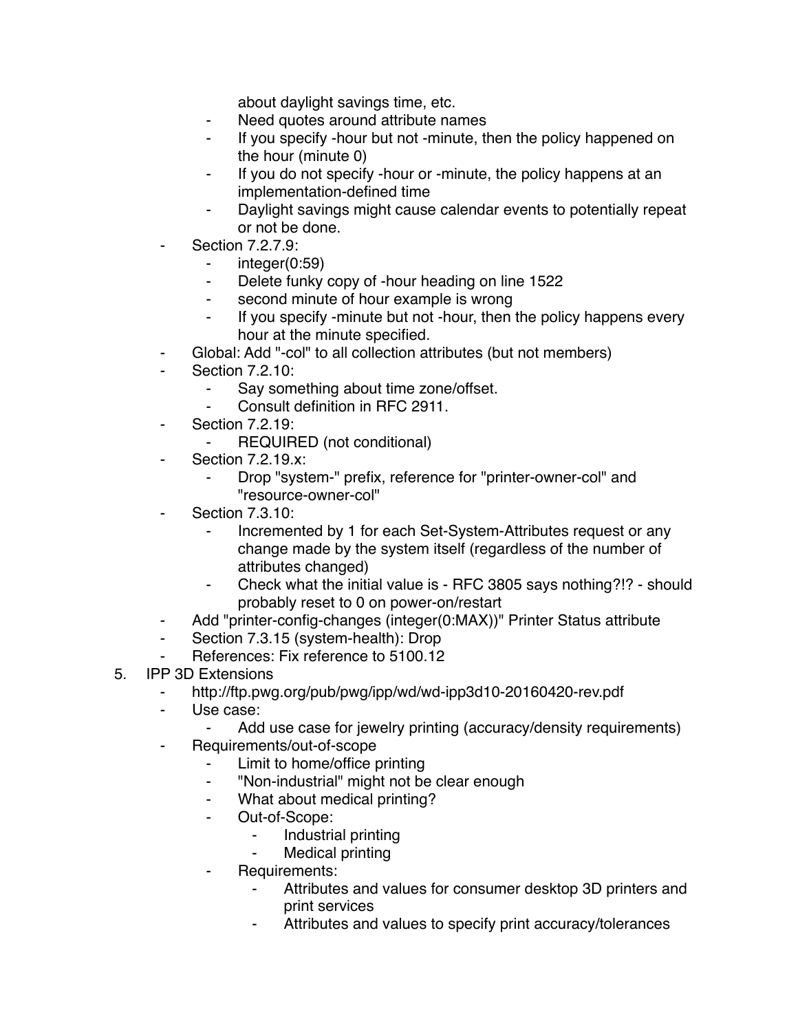about daylight savings time, etc.
    - Need quotes around attribute names
    - If you specify -hour but not -minute, then the policy happened on the hour (minute 0)
    - If you do not specify -hour or -minute, the policy happens at an implementation-defined time
    - Daylight savings might cause calendar events to potentially repeat or not be done.
- Section 7.2.7.9:
    - integer(0:59)
    - Delete funky copy of -hour heading on line 1522
    - second minute of hour example is wrong
    - If you specify -minute but not -hour, then the policy happens every hour at the minute specified.
- Global: Add "-col" to all collection attributes (but not members)
- Section 7.2.10:
    - Say something about time zone/offset.
    - Consult definition in RFC 2911.
- Section 7.2.19:
    - REQUIRED (not conditional)
- Section 7.2.19.x:
    - Drop "system-" prefix, reference for "printer-owner-col" and "resource-owner-col"
- Section 7.3.10:
    - Incremented by 1 for each Set-System-Attributes request or any change made by the system itself (regardless of the number of attributes changed)
    - Check what the initial value is - RFC 3805 says nothing?!? - should probably reset to 0 on power-on/restart
- Add "printer-config-changes (integer(0:MAX))" Printer Status attribute
- Section 7.3.15 (system-health): Drop
- References: Fix reference to 5100.12

5. IPP 3D Extensions
    - http://ftp.pwg.org/pub/pwg/ipp/wd/wd-ipp3d10-20160420-rev.pdf
    - Use case:
        - Add use case for jewelry printing (accuracy/density requirements)
    - Requirements/out-of-scope
        - Limit to home/office printing
        - "Non-industrial" might not be clear enough
        - What about medical printing?
        - Out-of-Scope:
            - Industrial printing
            - Medical printing
        - Requirements:
            - Attributes and values for consumer desktop 3D printers and print services
            - Attributes and values to specify print accuracy/tolerances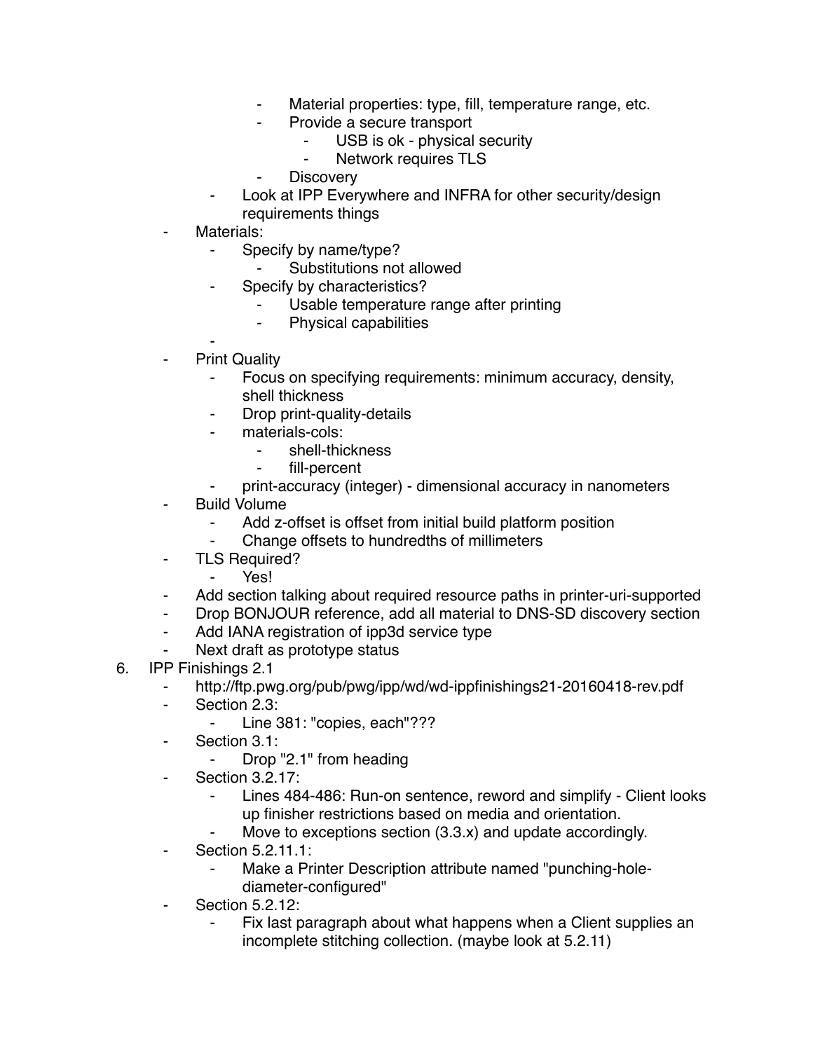- Material properties: type, fill, temperature range, etc.
            - Provide a secure transport
                - USB is ok - physical security
                - Network requires TLS
            - Discovery
        - Look at IPP Everywhere and INFRA for other security/design requirements things
    - Materials:
        - Specify by name/type?
            - Substitutions not allowed
        - Specify by characteristics?
            - Usable temperature range after printing
            - Physical capabilities
        -
    - Print Quality
        - Focus on specifying requirements: minimum accuracy, density, shell thickness
        - Drop print-quality-details
        - materials-cols:
            - shell-thickness
            - fill-percent
        - print-accuracy (integer) - dimensional accuracy in nanometers
    - Build Volume
        - Add z-offset is offset from initial build platform position
        - Change offsets to hundredths of millimeters
    - TLS Required?
        - Yes!
    - Add section talking about required resource paths in printer-uri-supported
    - Drop BONJOUR reference, add all material to DNS-SD discovery section
    - Add IANA registration of ipp3d service type
    - Next draft as prototype status

6. IPP Finishings 2.1
    - http://ftp.pwg.org/pub/pwg/ipp/wd/wd-ippfinishings21-20160418-rev.pdf
    - Section 2.3:
        - Line 381: "copies, each"???
    - Section 3.1:
        - Drop "2.1" from heading
    - Section 3.2.17:
        - Lines 484-486: Run-on sentence, reword and simplify - Client looks up finisher restrictions based on media and orientation.
        - Move to exceptions section (3.3.x) and update accordingly.
    - Section 5.2.11.1:
        - Make a Printer Description attribute named "punching-hole-diameter-configured"
    - Section 5.2.12:
        - Fix last paragraph about what happens when a Client supplies an incomplete stitching collection. (maybe look at 5.2.11)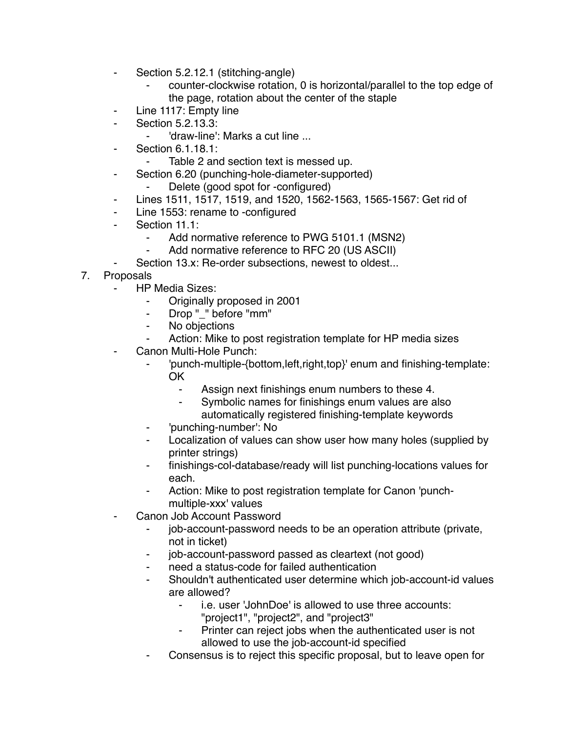- Section 5.2.12.1 (stitching-angle)
    - counter-clockwise rotation, 0 is horizontal/parallel to the top edge of the page, rotation about the center of the staple
- Line 1117: Empty line
- Section 5.2.13.3:
    - 'draw-line': Marks a cut line ...
- Section 6.1.18.1:
    - Table 2 and section text is messed up.
- Section 6.20 (punching-hole-diameter-supported)
    - Delete (good spot for -configured)
- Lines 1511, 1517, 1519, and 1520, 1562-1563, 1565-1567: Get rid of
- Line 1553: rename to -configured
- Section 11.1:
    - Add normative reference to PWG 5101.1 (MSN2)
    - Add normative reference to RFC 20 (US ASCII)
- Section 13.x: Re-order subsections, newest to oldest...

7. Proposals
    - HP Media Sizes:
        - Originally proposed in 2001
        - Drop "_" before "mm"
        - No objections
        - Action: Mike to post registration template for HP media sizes
    - Canon Multi-Hole Punch:
        - 'punch-multiple-{bottom,left,right,top}' enum and finishing-template: OK
            - Assign next finishings enum numbers to these 4.
            - Symbolic names for finishings enum values are also automatically registered finishing-template keywords
        - 'punching-number': No
        - Localization of values can show user how many holes (supplied by printer strings)
        - finishings-col-database/ready will list punching-locations values for each.
        - Action: Mike to post registration template for Canon 'punch-multiple-xxx' values
    - Canon Job Account Password
        - job-account-password needs to be an operation attribute (private, not in ticket)
        - job-account-password passed as cleartext (not good)
        - need a status-code for failed authentication
        - Shouldn't authenticated user determine which job-account-id values are allowed?
            - i.e. user 'JohnDoe' is allowed to use three accounts: "project1", "project2", and "project3"
            - Printer can reject jobs when the authenticated user is not allowed to use the job-account-id specified
        - Consensus is to reject this specific proposal, but to leave open for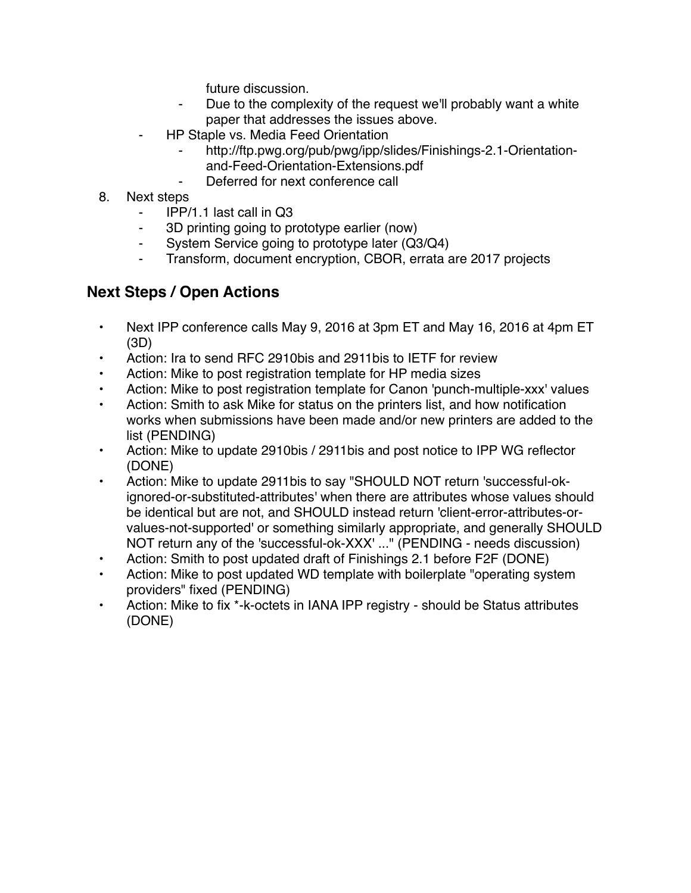- future discussion.
        - Due to the complexity of the request we'll probably want a white paper that addresses the issues above.
    - HP Staple vs. Media Feed Orientation
        - http://ftp.pwg.org/pub/pwg/ipp/slides/Finishings-2.1-Orientation-and-Feed-Orientation-Extensions.pdf
        - Deferred for next conference call

8. Next steps
    - IPP/1.1 last call in Q3
    - 3D printing going to prototype earlier (now)
    - System Service going to prototype later (Q3/Q4)
    - Transform, document encryption, CBOR, errata are 2017 projects

## Next Steps / Open Actions

- Next IPP conference calls May 9, 2016 at 3pm ET and May 16, 2016 at 4pm ET (3D)
- Action: Ira to send RFC 2910bis and 2911bis to IETF for review
- Action: Mike to post registration template for HP media sizes
- Action: Mike to post registration template for Canon 'punch-multiple-xxx' values
- Action: Smith to ask Mike for status on the printers list, and how notification works when submissions have been made and/or new printers are added to the list (PENDING)
- Action: Mike to update 2910bis / 2911bis and post notice to IPP WG reflector (DONE)
- Action: Mike to update 2911bis to say "SHOULD NOT return 'successful-ok-ignored-or-substituted-attributes' when there are attributes whose values should be identical but are not, and SHOULD instead return 'client-error-attributes-or-values-not-supported' or something similarly appropriate, and generally SHOULD NOT return any of the 'successful-ok-XXX' ..." (PENDING - needs discussion)
- Action: Smith to post updated draft of Finishings 2.1 before F2F (DONE)
- Action: Mike to post updated WD template with boilerplate "operating system providers" fixed (PENDING)
- Action: Mike to fix *-k-octets in IANA IPP registry - should be Status attributes (DONE)